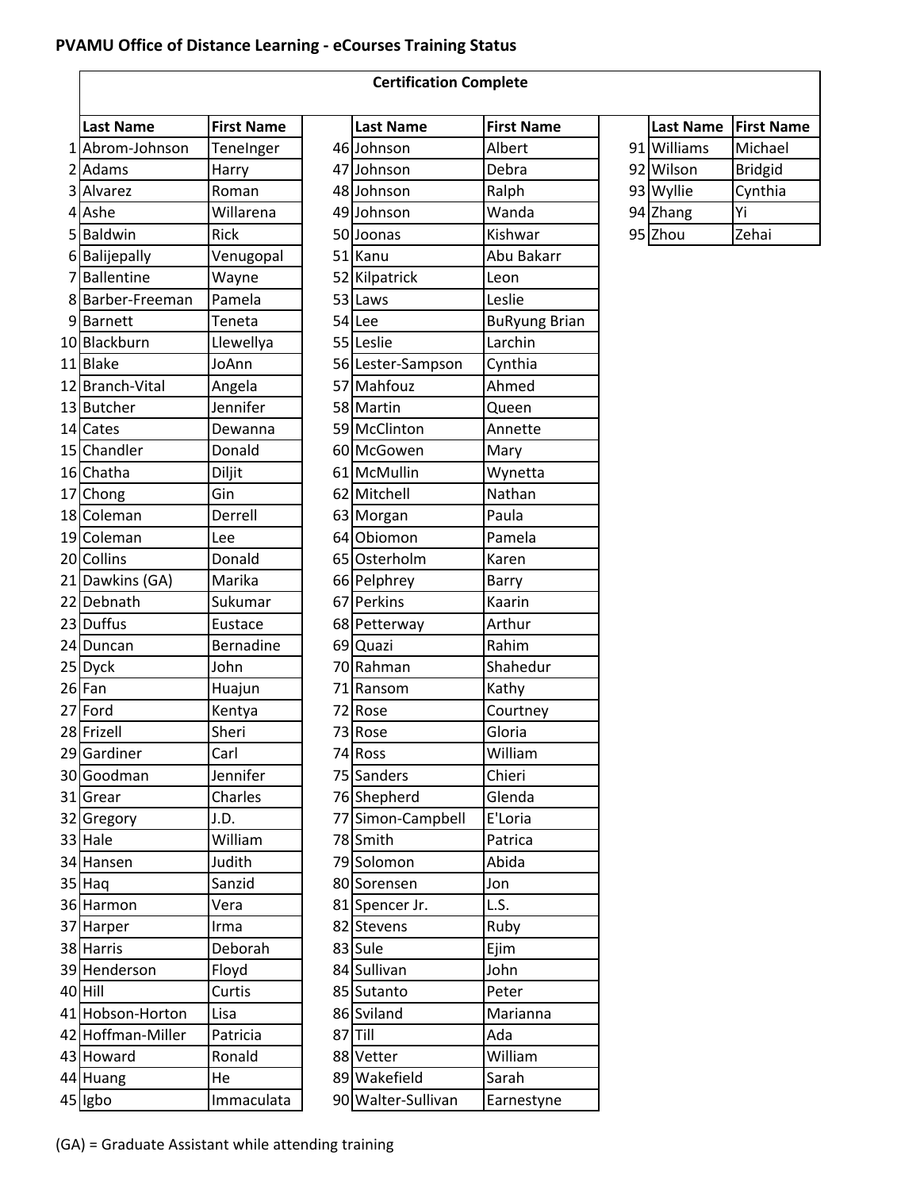# PVAMU Office of Distance Learning - eCourses Training Status

| Certification Complete | | | | | | | | |
|---|---|---|---|---|---|---|---|---|
| | **Last Name** | **First Name** | | **Last Name** | **First Name** | | **Last Name** | **First Name** |
| 1 | Abrom-Johnson | TeneInger | 46 | Johnson | Albert | 91 | Williams | Michael |
| 2 | Adams | Harry | 47 | Johnson | Debra | 92 | Wilson | Bridgid |
| 3 | Alvarez | Roman | 48 | Johnson | Ralph | 93 | Wyllie | Cynthia |
| 4 | Ashe | Willarena | 49 | Johnson | Wanda | 94 | Zhang | Yi |
| 5 | Baldwin | Rick | 50 | Joonas | Kishwar | 95 | Zhou | Zehai |
| 6 | Balijepally | Venugopal | 51 | Kanu | Abu Bakarr | | | |
| 7 | Ballentine | Wayne | 52 | Kilpatrick | Leon | | | |
| 8 | Barber-Freeman | Pamela | 53 | Laws | Leslie | | | |
| 9 | Barnett | Teneta | 54 | Lee | BuRyung Brian | | | |
| 10 | Blackburn | Llewellya | 55 | Leslie | Larchin | | | |
| 11 | Blake | JoAnn | 56 | Lester-Sampson | Cynthia | | | |
| 12 | Branch-Vital | Angela | 57 | Mahfouz | Ahmed | | | |
| 13 | Butcher | Jennifer | 58 | Martin | Queen | | | |
| 14 | Cates | Dewanna | 59 | McClinton | Annette | | | |
| 15 | Chandler | Donald | 60 | McGowen | Mary | | | |
| 16 | Chatha | Diljit | 61 | McMullin | Wynetta | | | |
| 17 | Chong | Gin | 62 | Mitchell | Nathan | | | |
| 18 | Coleman | Derrell | 63 | Morgan | Paula | | | |
| 19 | Coleman | Lee | 64 | Obiomon | Pamela | | | |
| 20 | Collins | Donald | 65 | Osterholm | Karen | | | |
| 21 | Dawkins (GA) | Marika | 66 | Pelphrey | Barry | | | |
| 22 | Debnath | Sukumar | 67 | Perkins | Kaarin | | | |
| 23 | Duffus | Eustace | 68 | Petterway | Arthur | | | |
| 24 | Duncan | Bernadine | 69 | Quazi | Rahim | | | |
| 25 | Dyck | John | 70 | Rahman | Shahedur | | | |
| 26 | Fan | Huajun | 71 | Ransom | Kathy | | | |
| 27 | Ford | Kentya | 72 | Rose | Courtney | | | |
| 28 | Frizell | Sheri | 73 | Rose | Gloria | | | |
| 29 | Gardiner | Carl | 74 | Ross | William | | | |
| 30 | Goodman | Jennifer | 75 | Sanders | Chieri | | | |
| 31 | Grear | Charles | 76 | Shepherd | Glenda | | | |
| 32 | Gregory | J.D. | 77 | Simon-Campbell | E'Loria | | | |
| 33 | Hale | William | 78 | Smith | Patrica | | | |
| 34 | Hansen | Judith | 79 | Solomon | Abida | | | |
| 35 | Haq | Sanzid | 80 | Sorensen | Jon | | | |
| 36 | Harmon | Vera | 81 | Spencer Jr. | L.S. | | | |
| 37 | Harper | Irma | 82 | Stevens | Ruby | | | |
| 38 | Harris | Deborah | 83 | Sule | Ejim | | | |
| 39 | Henderson | Floyd | 84 | Sullivan | John | | | |
| 40 | Hill | Curtis | 85 | Sutanto | Peter | | | |
| 41 | Hobson-Horton | Lisa | 86 | Sviland | Marianna | | | |
| 42 | Hoffman-Miller | Patricia | 87 | Till | Ada | | | |
| 43 | Howard | Ronald | 88 | Vetter | William | | | |
| 44 | Huang | He | 89 | Wakefield | Sarah | | | |
| 45 | Igbo | Immaculata | 90 | Walter-Sullivan | Earnestyne | | | |

(GA) = Graduate Assistant while attending training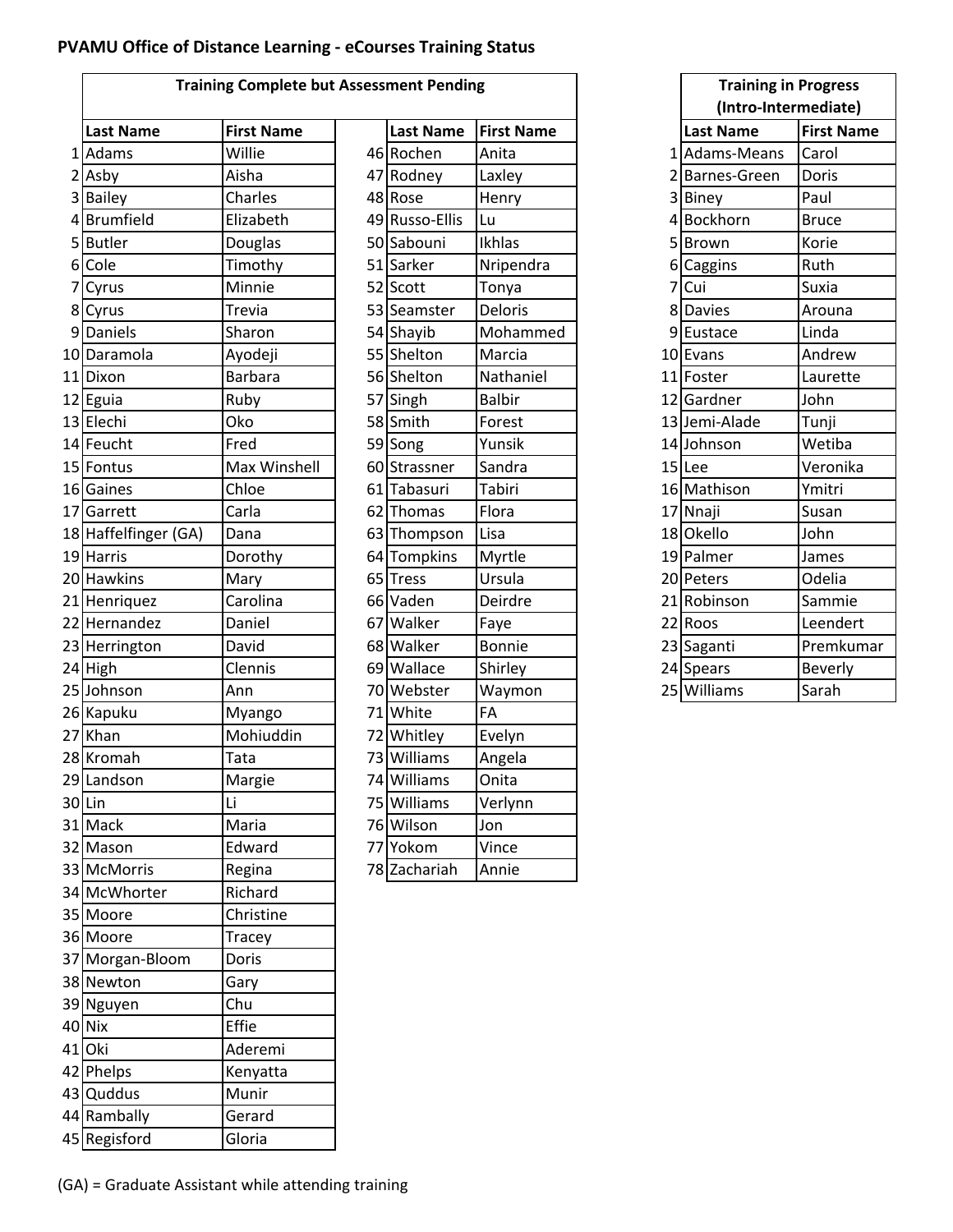**PVAMU Office of Distance Learning - eCourses Training Status**

| | Training Complete but Assessment Pending | | | | |
|---|---|---|---|---|---|
| | **Last Name** | **First Name** | | **Last Name** | **First Name** |
| 1 | Adams | Willie | 46 | Rochen | Anita |
| 2 | Asby | Aisha | 47 | Rodney | Laxley |
| 3 | Bailey | Charles | 48 | Rose | Henry |
| 4 | Brumfield | Elizabeth | 49 | Russo-Ellis | Lu |
| 5 | Butler | Douglas | 50 | Sabouni | Ikhlas |
| 6 | Cole | Timothy | 51 | Sarker | Nripendra |
| 7 | Cyrus | Minnie | 52 | Scott | Tonya |
| 8 | Cyrus | Trevia | 53 | Seamster | Deloris |
| 9 | Daniels | Sharon | 54 | Shayib | Mohammed |
| 10 | Daramola | Ayodeji | 55 | Shelton | Marcia |
| 11 | Dixon | Barbara | 56 | Shelton | Nathaniel |
| 12 | Eguia | Ruby | 57 | Singh | Balbir |
| 13 | Elechi | Oko | 58 | Smith | Forest |
| 14 | Feucht | Fred | 59 | Song | Yunsik |
| 15 | Fontus | Max Winshell | 60 | Strassner | Sandra |
| 16 | Gaines | Chloe | 61 | Tabasuri | Tabiri |
| 17 | Garrett | Carla | 62 | Thomas | Flora |
| 18 | Haffelfinger (GA) | Dana | 63 | Thompson | Lisa |
| 19 | Harris | Dorothy | 64 | Tompkins | Myrtle |
| 20 | Hawkins | Mary | 65 | Tress | Ursula |
| 21 | Henriquez | Carolina | 66 | Vaden | Deirdre |
| 22 | Hernandez | Daniel | 67 | Walker | Faye |
| 23 | Herrington | David | 68 | Walker | Bonnie |
| 24 | High | Clennis | 69 | Wallace | Shirley |
| 25 | Johnson | Ann | 70 | Webster | Waymon |
| 26 | Kapuku | Myango | 71 | White | FA |
| 27 | Khan | Mohiuddin | 72 | Whitley | Evelyn |
| 28 | Kromah | Tata | 73 | Williams | Angela |
| 29 | Landson | Margie | 74 | Williams | Onita |
| 30 | Lin | Li | 75 | Williams | Verlynn |
| 31 | Mack | Maria | 76 | Wilson | Jon |
| 32 | Mason | Edward | 77 | Yokom | Vince |
| 33 | McMorris | Regina | 78 | Zachariah | Annie |
| 34 | McWhorter | Richard | | | |
| 35 | Moore | Christine | | | |
| 36 | Moore | Tracey | | | |
| 37 | Morgan-Bloom | Doris | | | |
| 38 | Newton | Gary | | | |
| 39 | Nguyen | Chu | | | |
| 40 | Nix | Effie | | | |
| 41 | Oki | Aderemi | | | |
| 42 | Phelps | Kenyatta | | | |
| 43 | Quddus | Munir | | | |
| 44 | Rambally | Gerard | | | |
| 45 | Regisford | Gloria | | | |

| | Training in Progress (Intro-Intermediate) | |
|---|---|---|
| | **Last Name** | **First Name** |
| 1 | Adams-Means | Carol |
| 2 | Barnes-Green | Doris |
| 3 | Biney | Paul |
| 4 | Bockhorn | Bruce |
| 5 | Brown | Korie |
| 6 | Caggins | Ruth |
| 7 | Cui | Suxia |
| 8 | Davies | Arouna |
| 9 | Eustace | Linda |
| 10 | Evans | Andrew |
| 11 | Foster | Laurette |
| 12 | Gardner | John |
| 13 | Jemi-Alade | Tunji |
| 14 | Johnson | Wetiba |
| 15 | Lee | Veronika |
| 16 | Mathison | Ymitri |
| 17 | Nnaji | Susan |
| 18 | Okello | John |
| 19 | Palmer | James |
| 20 | Peters | Odelia |
| 21 | Robinson | Sammie |
| 22 | Roos | Leendert |
| 23 | Saganti | Premkumar |
| 24 | Spears | Beverly |
| 25 | Williams | Sarah |

(GA) = Graduate Assistant while attending training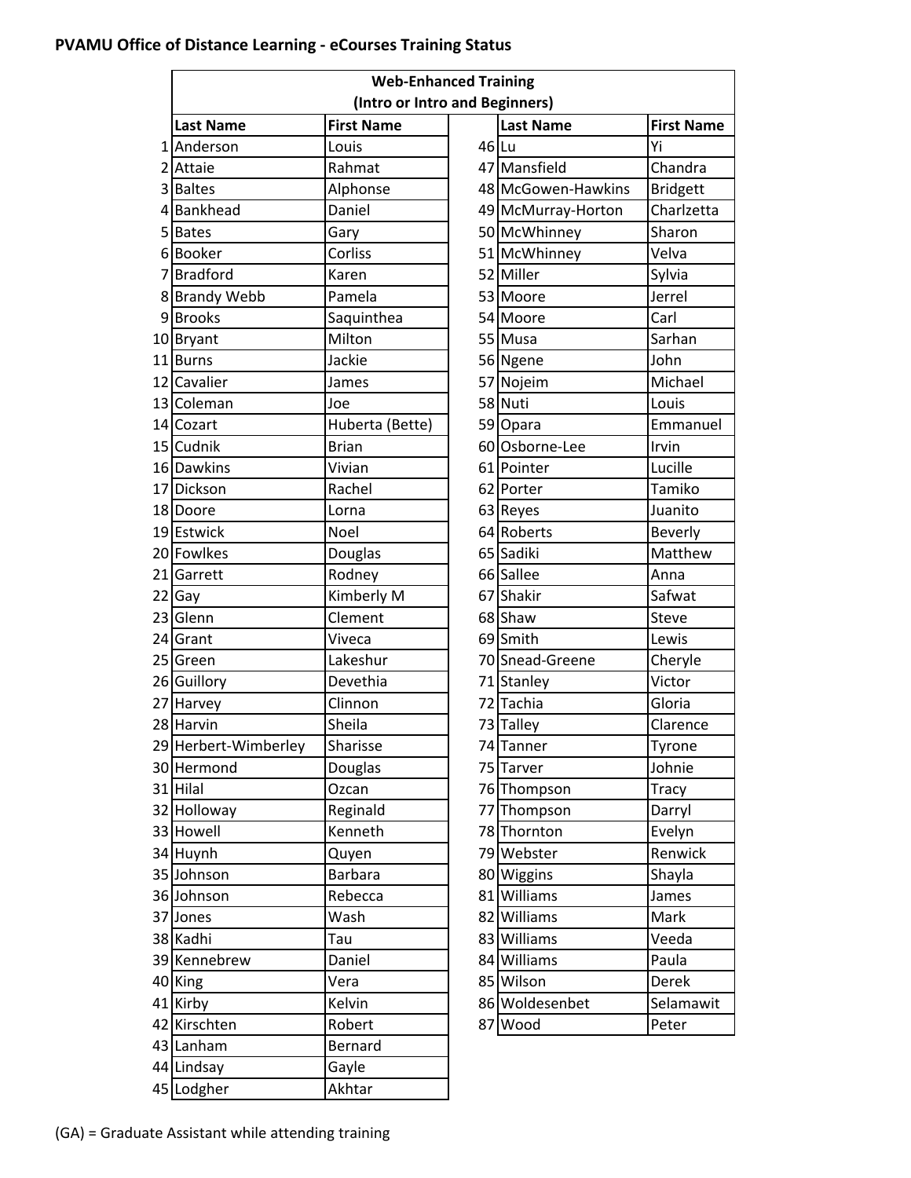**PVAMU Office of Distance Learning - eCourses Training Status**

| | Web-Enhanced Training (Intro or Intro and Beginners) | | | | |
|---|---|---|---|---|---|
| | **Last Name** | **First Name** | | **Last Name** | **First Name** |
| 1 | Anderson | Louis | 46 | Lu | Yi |
| 2 | Attaie | Rahmat | 47 | Mansfield | Chandra |
| 3 | Baltes | Alphonse | 48 | McGowen-Hawkins | Bridgett |
| 4 | Bankhead | Daniel | 49 | McMurray-Horton | Charlzetta |
| 5 | Bates | Gary | 50 | McWhinney | Sharon |
| 6 | Booker | Corliss | 51 | McWhinney | Velva |
| 7 | Bradford | Karen | 52 | Miller | Sylvia |
| 8 | Brandy Webb | Pamela | 53 | Moore | Jerrel |
| 9 | Brooks | Saquinthea | 54 | Moore | Carl |
| 10 | Bryant | Milton | 55 | Musa | Sarhan |
| 11 | Burns | Jackie | 56 | Ngene | John |
| 12 | Cavalier | James | 57 | Nojeim | Michael |
| 13 | Coleman | Joe | 58 | Nuti | Louis |
| 14 | Cozart | Huberta (Bette) | 59 | Opara | Emmanuel |
| 15 | Cudnik | Brian | 60 | Osborne-Lee | Irvin |
| 16 | Dawkins | Vivian | 61 | Pointer | Lucille |
| 17 | Dickson | Rachel | 62 | Porter | Tamiko |
| 18 | Doore | Lorna | 63 | Reyes | Juanito |
| 19 | Estwick | Noel | 64 | Roberts | Beverly |
| 20 | Fowlkes | Douglas | 65 | Sadiki | Matthew |
| 21 | Garrett | Rodney | 66 | Sallee | Anna |
| 22 | Gay | Kimberly M | 67 | Shakir | Safwat |
| 23 | Glenn | Clement | 68 | Shaw | Steve |
| 24 | Grant | Viveca | 69 | Smith | Lewis |
| 25 | Green | Lakeshur | 70 | Snead-Greene | Cheryle |
| 26 | Guillory | Devethia | 71 | Stanley | Victor |
| 27 | Harvey | Clinnon | 72 | Tachia | Gloria |
| 28 | Harvin | Sheila | 73 | Talley | Clarence |
| 29 | Herbert-Wimberley | Sharisse | 74 | Tanner | Tyrone |
| 30 | Hermond | Douglas | 75 | Tarver | Johnie |
| 31 | Hilal | Ozcan | 76 | Thompson | Tracy |
| 32 | Holloway | Reginald | 77 | Thompson | Darryl |
| 33 | Howell | Kenneth | 78 | Thornton | Evelyn |
| 34 | Huynh | Quyen | 79 | Webster | Renwick |
| 35 | Johnson | Barbara | 80 | Wiggins | Shayla |
| 36 | Johnson | Rebecca | 81 | Williams | James |
| 37 | Jones | Wash | 82 | Williams | Mark |
| 38 | Kadhi | Tau | 83 | Williams | Veeda |
| 39 | Kennebrew | Daniel | 84 | Williams | Paula |
| 40 | King | Vera | 85 | Wilson | Derek |
| 41 | Kirby | Kelvin | 86 | Woldesenbet | Selamawit |
| 42 | Kirschten | Robert | 87 | Wood | Peter |
| 43 | Lanham | Bernard | | | |
| 44 | Lindsay | Gayle | | | |
| 45 | Lodgher | Akhtar | | | |

(GA) = Graduate Assistant while attending training